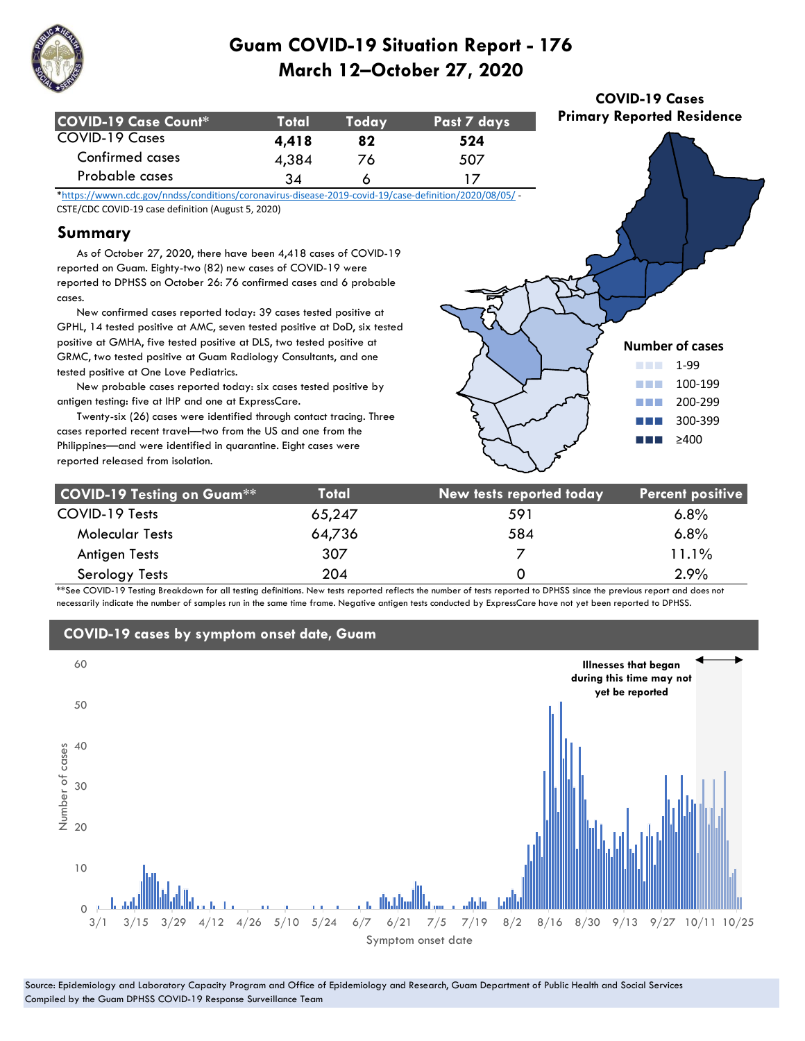# Guam COVID-19 Situation Report - 176
## March 12–October 27, 2020

| COVID-19 Case Count* | Total | Today | Past 7 days |
|---|---|---|---|
| COVID-19 Cases | **4,418** | **82** | **524** |
| Confirmed cases | 4,384 | 76 | 507 |
| Probable cases | 34 | 6 | 17 |

*https://wwwn.cdc.gov/nndss/conditions/coronavirus-disease-2019-covid-19/case-definition/2020/08/05/ - CSTE/CDC COVID-19 case definition (August 5, 2020)

**COVID-19 Cases Primary Reported Residence**

Number of cases
- 1-99
- 100-199
- 200-299
- 300-399
- ≥400

## Summary

As of October 27, 2020, there have been 4,418 cases of COVID-19 reported on Guam. Eighty-two (82) new cases of COVID-19 were reported to DPHSS on October 26: 76 confirmed cases and 6 probable cases.

New confirmed cases reported today: 39 cases tested positive at GPHL, 14 tested positive at AMC, seven tested positive at DoD, six tested positive at GMHA, five tested positive at DLS, two tested positive at GRMC, two tested positive at Guam Radiology Consultants, and one tested positive at One Love Pediatrics.

New probable cases reported today: six cases tested positive by antigen testing: five at IHP and one at ExpressCare.

Twenty-six (26) cases were identified through contact tracing. Three cases reported recent travel—two from the US and one from the Philippines—and were identified in quarantine. Eight cases were reported released from isolation.

| COVID-19 Testing on Guam** | Total | New tests reported today | Percent positive |
|---|---|---|---|
| COVID-19 Tests | 65,247 | 591 | 6.8% |
| Molecular Tests | 64,736 | 584 | 6.8% |
| Antigen Tests | 307 | 7 | 11.1% |
| Serology Tests | 204 | 0 | 2.9% |

**See COVID-19 Testing Breakdown for all testing definitions. New tests reported reflects the number of tests reported to DPHSS since the previous report and does not necessarily indicate the number of samples run in the same time frame. Negative antigen tests conducted by ExpressCare have not yet been reported to DPHSS.

## COVID-19 cases by symptom onset date, Guam

Illnesses that began during this time may not yet be reported

Number of cases (y-axis: 0–60); Symptom onset date (x-axis: 3/1, 3/15, 3/29, 4/12, 4/26, 5/10, 5/24, 6/7, 6/21, 7/5, 7/19, 8/2, 8/16, 8/30, 9/13, 9/27, 10/11, 10/25)

Source: Epidemiology and Laboratory Capacity Program and Office of Epidemiology and Research, Guam Department of Public Health and Social Services
Compiled by the Guam DPHSS COVID-19 Response Surveillance Team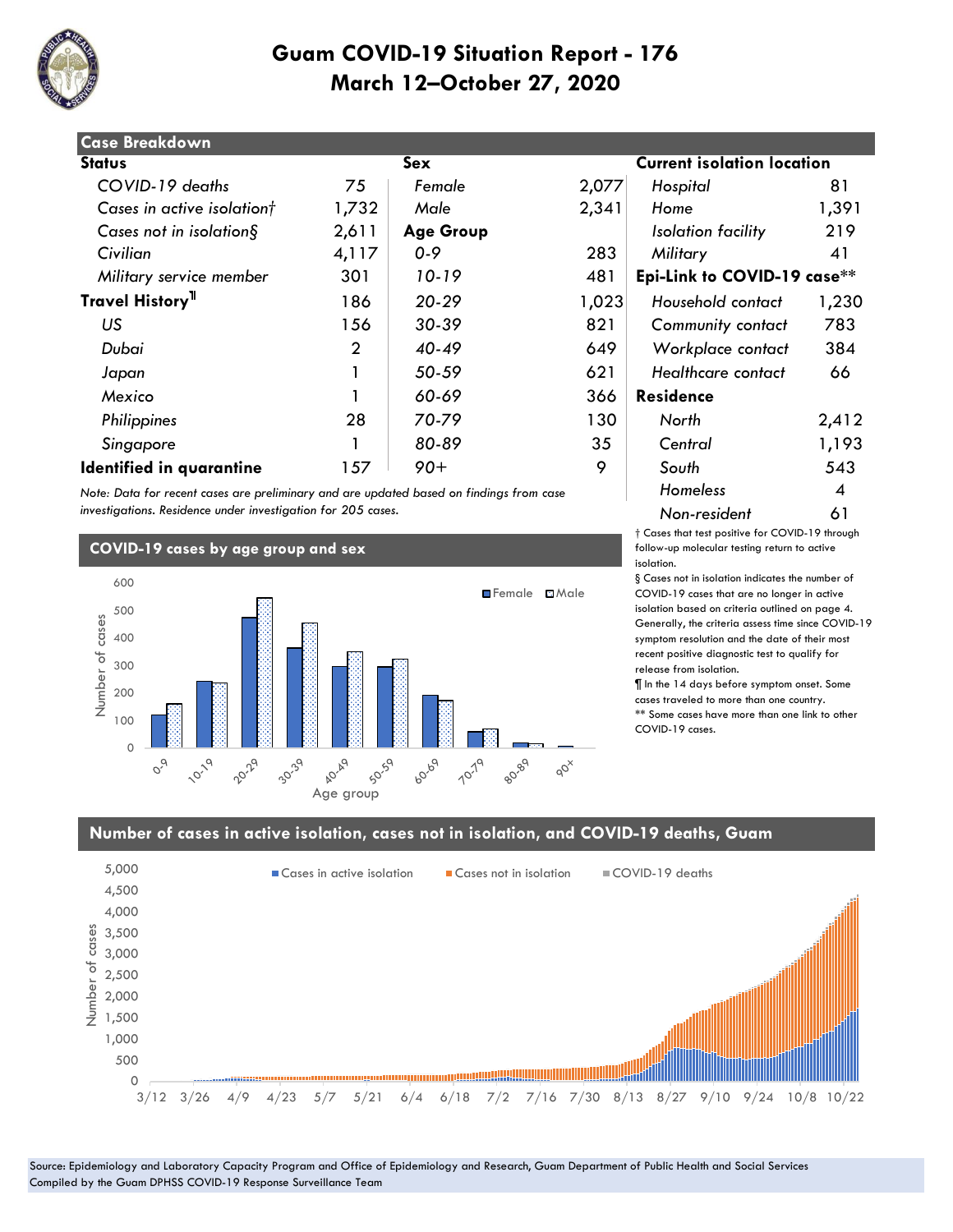# Guam COVID-19 Situation Report - 176
## March 12–October 27, 2020

## Case Breakdown

| Status | | Sex | | Current isolation location | |
|---|---|---|---|---|---|
| *COVID-19 deaths* | 75 | *Female* | 2,077 | *Hospital* | 81 |
| *Cases in active isolation†* | 1,732 | *Male* | 2,341 | *Home* | 1,391 |
| *Cases not in isolation§* | 2,611 | **Age Group** | | *Isolation facility* | 219 |
| *Civilian* | 4,117 | *0-9* | 283 | *Military* | 41 |
| *Military service member* | 301 | *10-19* | 481 | **Epi-Link to COVID-19 case**\*\* | |
| **Travel History¶** | 186 | *20-29* | 1,023 | *Household contact* | 1,230 |
| *US* | 156 | *30-39* | 821 | *Community contact* | 783 |
| *Dubai* | 2 | *40-49* | 649 | *Workplace contact* | 384 |
| *Japan* | 1 | *50-59* | 621 | *Healthcare contact* | 66 |
| *Mexico* | 1 | *60-69* | 366 | **Residence** | |
| *Philippines* | 28 | *70-79* | 130 | *North* | 2,412 |
| *Singapore* | 1 | *80-89* | 35 | *Central* | 1,193 |
| **Identified in quarantine** | 157 | *90+* | 9 | *South* | 543 |
| | | | | *Homeless* | 4 |
| | | | | *Non-resident* | 61 |

*Note: Data for recent cases are preliminary and are updated based on findings from case investigations. Residence under investigation for 205 cases.*

† Cases that test positive for COVID-19 through follow-up molecular testing return to active isolation.

§ Cases not in isolation indicates the number of COVID-19 cases that are no longer in active isolation based on criteria outlined on page 4. Generally, the criteria assess time since COVID-19 symptom resolution and the date of their most recent positive diagnostic test to qualify for release from isolation.

¶ In the 14 days before symptom onset. Some cases traveled to more than one country.

\*\* Some cases have more than one link to other COVID-19 cases.

## COVID-19 cases by age group and sex

## Number of cases in active isolation, cases not in isolation, and COVID-19 deaths, Guam

Source: Epidemiology and Laboratory Capacity Program and Office of Epidemiology and Research, Guam Department of Public Health and Social Services
Compiled by the Guam DPHSS COVID-19 Response Surveillance Team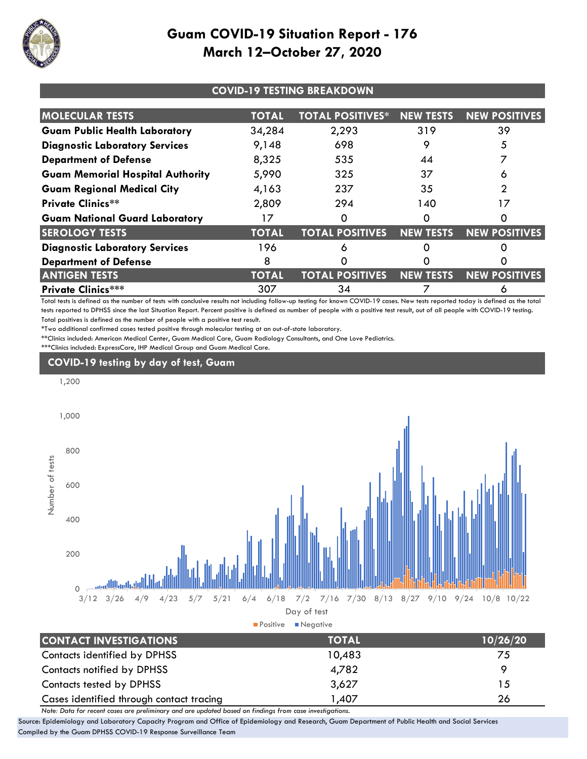# Guam COVID-19 Situation Report - 176
# March 12–October 27, 2020

## COVID-19 TESTING BREAKDOWN

| MOLECULAR TESTS | TOTAL | TOTAL POSITIVES* | NEW TESTS | NEW POSITIVES |
|---|---|---|---|---|
| **Guam Public Health Laboratory** | 34,284 | 2,293 | 319 | 39 |
| **Diagnostic Laboratory Services** | 9,148 | 698 | 9 | 5 |
| **Department of Defense** | 8,325 | 535 | 44 | 7 |
| **Guam Memorial Hospital Authority** | 5,990 | 325 | 37 | 6 |
| **Guam Regional Medical City** | 4,163 | 237 | 35 | 2 |
| **Private Clinics**** | 2,809 | 294 | 140 | 17 |
| **Guam National Guard Laboratory** | 17 | 0 | 0 | 0 |
| **SEROLOGY TESTS** | **TOTAL** | **TOTAL POSITIVES** | **NEW TESTS** | **NEW POSITIVES** |
| **Diagnostic Laboratory Services** | 196 | 6 | 0 | 0 |
| **Department of Defense** | 8 | 0 | 0 | 0 |
| **ANTIGEN TESTS** | **TOTAL** | **TOTAL POSITIVES** | **NEW TESTS** | **NEW POSITIVES** |
| **Private Clinics***** | 307 | 34 | 7 | 6 |

Total tests is defined as the number of tests with conclusive results not including follow-up testing for known COVID-19 cases. New tests reported today is defined as the total tests reported to DPHSS since the last Situation Report. Percent positive is defined as number of people with a positive test result, out of all people with COVID-19 testing. Total positives is defined as the number of people with a positive test result.

*Two additional confirmed cases tested positive through molecular testing at an out-of-state laboratory.

**Clinics included: American Medical Center, Guam Medical Care, Guam Radiology Consultants, and One Love Pediatrics.

***Clinics included: ExpressCare, IHP Medical Group and Guam Medical Care.

## COVID-19 testing by day of test, Guam

| CONTACT INVESTIGATIONS | TOTAL | 10/26/20 |
|---|---|---|
| Contacts identified by DPHSS | 10,483 | 75 |
| Contacts notified by DPHSS | 4,782 | 9 |
| Contacts tested by DPHSS | 3,627 | 15 |
| Cases identified through contact tracing | 1,407 | 26 |

*Note: Data for recent cases are preliminary and are updated based on findings from case investigations.*

Source: Epidemiology and Laboratory Capacity Program and Office of Epidemiology and Research, Guam Department of Public Health and Social Services
Compiled by the Guam DPHSS COVID-19 Response Surveillance Team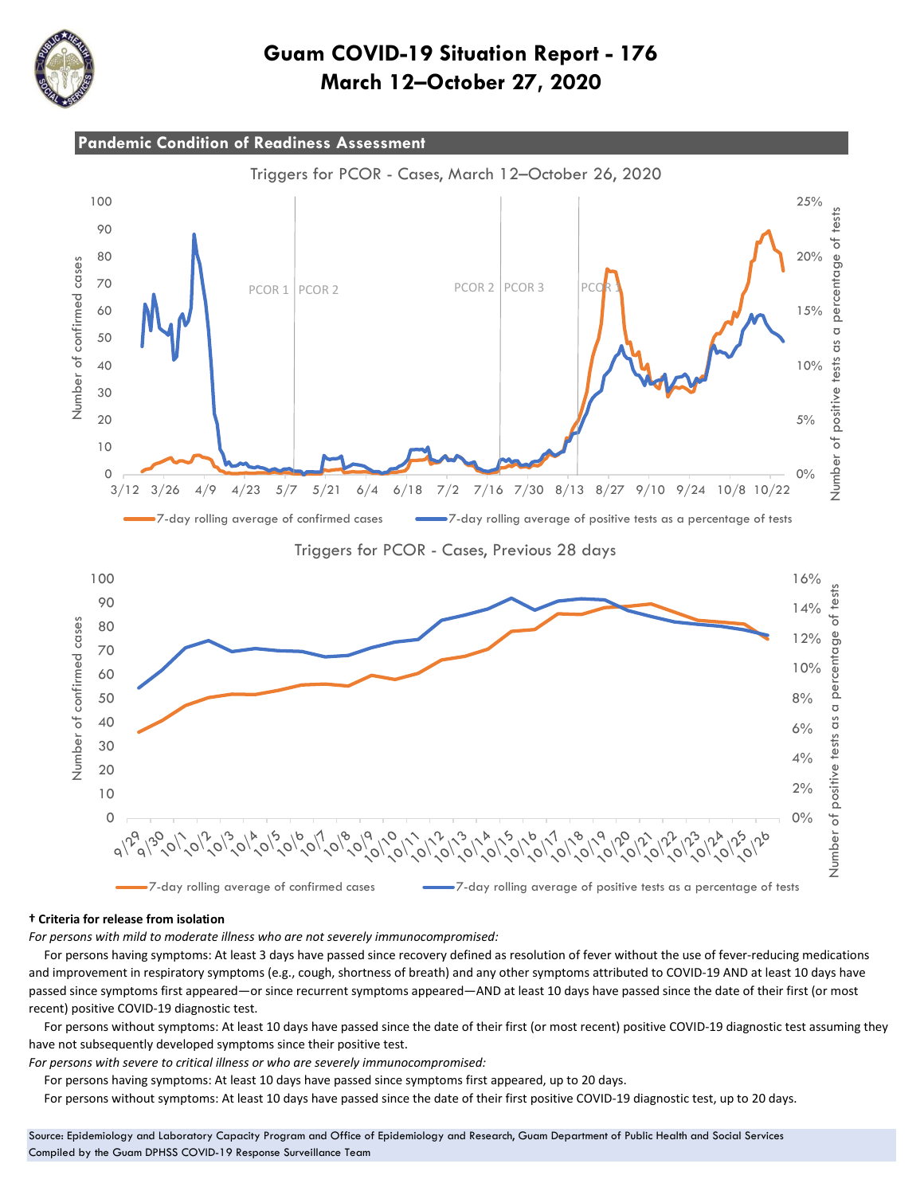# Guam COVID-19 Situation Report - 176
## March 12–October 27, 2020

### Pandemic Condition of Readiness Assessment

Triggers for PCOR - Cases, March 12–October 26, 2020

Number of confirmed cases

100
90
80
70
60
50
40
30
20
10
0

Number of positive tests as a percentage of tests

25%
20%
15%
10%
5%
0%

3/12 3/26 4/9 4/23 5/7 5/21 6/4 6/18 7/2 7/16 7/30 8/13 8/27 9/10 9/24 10/8 10/22

PCOR 1 | PCOR 2

PCOR 2 | PCOR 3

PCOR 1

7-day rolling average of confirmed cases

7-day rolling average of positive tests as a percentage of tests

Triggers for PCOR - Cases, Previous 28 days

Number of confirmed cases

100
90
80
70
60
50
40
30
20
10
0

Number of positive tests as a percentage of tests

16%
14%
12%
10%
8%
6%
4%
2%
0%

9/29 9/30 10/1 10/2 10/3 10/4 10/5 10/6 10/7 10/8 10/9 10/10 10/11 10/12 10/13 10/14 10/15 10/16 10/17 10/18 10/19 10/20 10/21 10/22 10/23 10/24 10/25 10/26

7-day rolling average of confirmed cases

7-day rolling average of positive tests as a percentage of tests

**† Criteria for release from isolation**

*For persons with mild to moderate illness who are not severely immunocompromised:*

For persons having symptoms: At least 3 days have passed since recovery defined as resolution of fever without the use of fever-reducing medications and improvement in respiratory symptoms (e.g., cough, shortness of breath) and any other symptoms attributed to COVID-19 AND at least 10 days have passed since symptoms first appeared—or since recurrent symptoms appeared—AND at least 10 days have passed since the date of their first (or most recent) positive COVID-19 diagnostic test.

For persons without symptoms: At least 10 days have passed since the date of their first (or most recent) positive COVID-19 diagnostic test assuming they have not subsequently developed symptoms since their positive test.

*For persons with severe to critical illness or who are severely immunocompromised:*

For persons having symptoms: At least 10 days have passed since symptoms first appeared, up to 20 days.

For persons without symptoms: At least 10 days have passed since the date of their first positive COVID-19 diagnostic test, up to 20 days.

Source: Epidemiology and Laboratory Capacity Program and Office of Epidemiology and Research, Guam Department of Public Health and Social Services
Compiled by the Guam DPHSS COVID-19 Response Surveillance Team